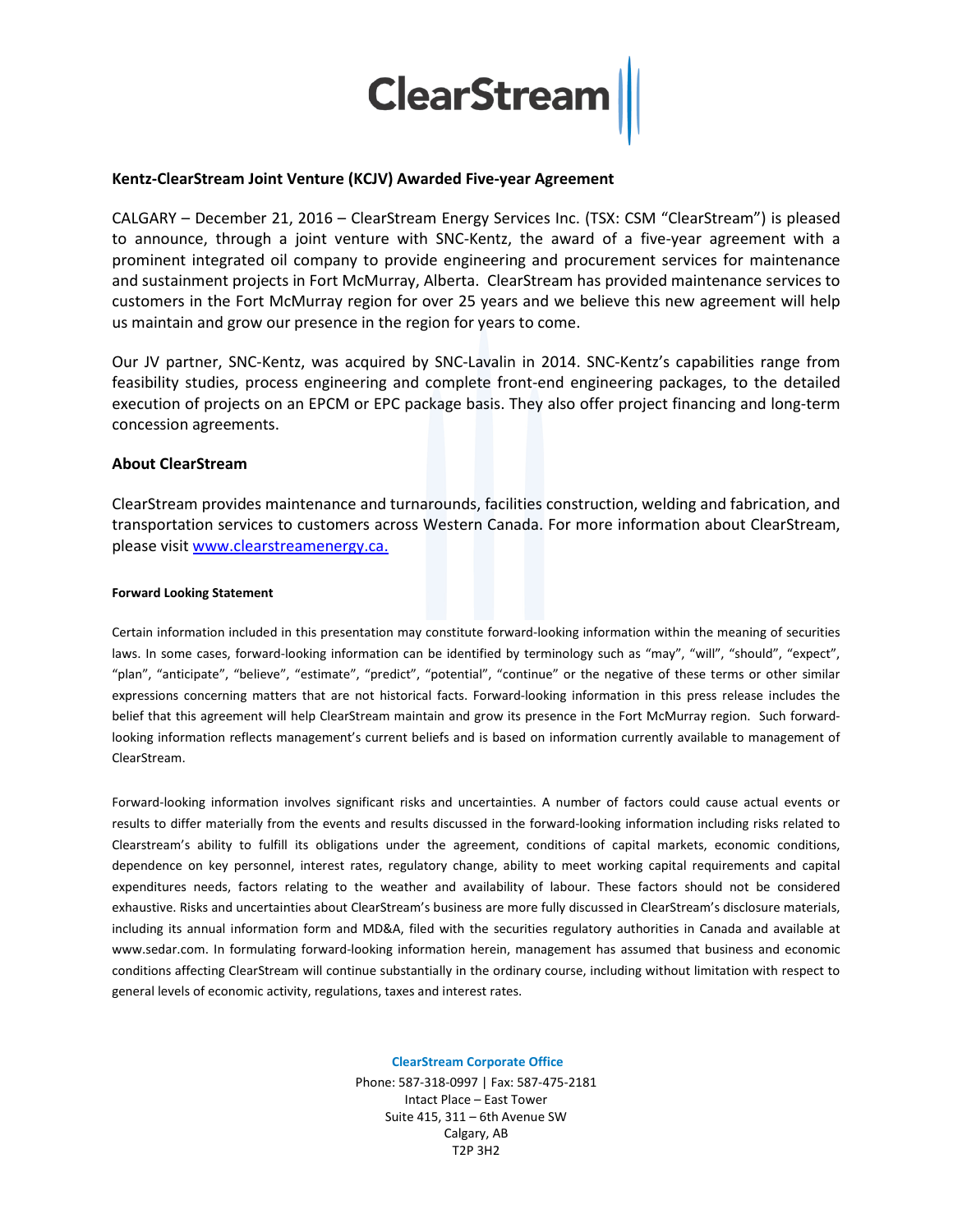ClearStream

## Kentz-ClearStream Joint Venture (KCJV) Awarded Five-year Agreement

CALGARY – December 21, 2016 – ClearStream Energy Services Inc. (TSX: CSM "ClearStream") is pleased to announce, through a joint venture with SNC-Kentz, the award of a five-year agreement with a prominent integrated oil company to provide engineering and procurement services for maintenance and sustainment projects in Fort McMurray, Alberta. ClearStream has provided maintenance services to customers in the Fort McMurray region for over 25 years and we believe this new agreement will help us maintain and grow our presence in the region for years to come.

Our JV partner, SNC-Kentz, was acquired by SNC-Lavalin in 2014. SNC-Kentz's capabilities range from feasibility studies, process engineering and complete front-end engineering packages, to the detailed execution of projects on an EPCM or EPC package basis. They also offer project financing and long-term concession agreements.

## About ClearStream

ClearStream provides maintenance and turnarounds, facilities construction, welding and fabrication, and transportation services to customers across Western Canada. For more information about ClearStream, please visit [www.clearstreamenergy.ca.](http://www.clearstreamenergy.ca)

#### Forward Looking Statement

Certain information included in this presentation may constitute forward-looking information within the meaning of securities laws. In some cases, forward-looking information can be identified by terminology such as "may", "will", "should", "expect", "plan", "anticipate", "believe", "estimate", "predict", "potential", "continue" or the negative of these terms or other similar expressions concerning matters that are not historical facts. Forward-looking information in this press release includes the belief that this agreement will help ClearStream maintain and grow its presence in the Fort McMurray region. Such forward-looking information reflects management's current beliefs and is based on information currently available to management of ClearStream.

Forward-looking information involves significant risks and uncertainties. A number of factors could cause actual events or results to differ materially from the events and results discussed in the forward-looking information including risks related to Clearstream's ability to fulfill its obligations under the agreement, conditions of capital markets, economic conditions, dependence on key personnel, interest rates, regulatory change, ability to meet working capital requirements and capital expenditures needs, factors relating to the weather and availability of labour. These factors should not be considered exhaustive. Risks and uncertainties about ClearStream's business are more fully discussed in ClearStream's disclosure materials, including its annual information form and MD&A, filed with the securities regulatory authorities in Canada and available at www.sedar.com. In formulating forward-looking information herein, management has assumed that business and economic conditions affecting ClearStream will continue substantially in the ordinary course, including without limitation with respect to general levels of economic activity, regulations, taxes and interest rates.

**ClearStream Corporate Office**

Phone: 587-318-0997 | Fax: 587-475-2181
Intact Place – East Tower
Suite 415, 311 – 6th Avenue SW
Calgary, AB
T2P 3H2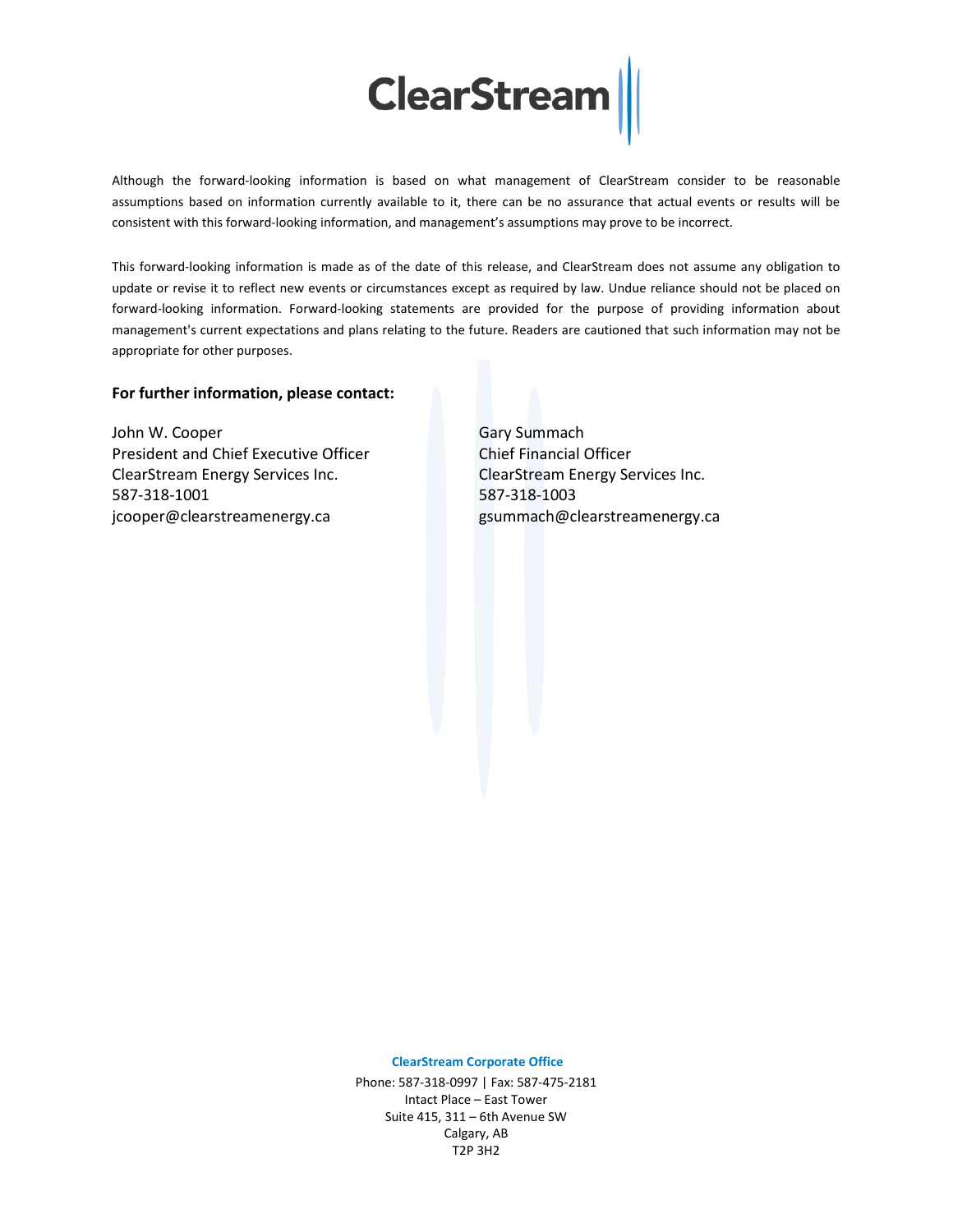Although the forward-looking information is based on what management of ClearStream consider to be reasonable assumptions based on information currently available to it, there can be no assurance that actual events or results will be consistent with this forward-looking information, and management's assumptions may prove to be incorrect.

This forward-looking information is made as of the date of this release, and ClearStream does not assume any obligation to update or revise it to reflect new events or circumstances except as required by law. Undue reliance should not be placed on forward-looking information. Forward-looking statements are provided for the purpose of providing information about management's current expectations and plans relating to the future. Readers are cautioned that such information may not be appropriate for other purposes.

**For further information, please contact:**

John W. Cooper
President and Chief Executive Officer
ClearStream Energy Services Inc.
587-318-1001
jcooper@clearstreamenergy.ca

Gary Summach
Chief Financial Officer
ClearStream Energy Services Inc.
587-318-1003
gsummach@clearstreamenergy.ca

**ClearStream Corporate Office**

Phone: 587-318-0997 | Fax: 587-475-2181
Intact Place – East Tower
Suite 415, 311 – 6th Avenue SW
Calgary, AB
T2P 3H2